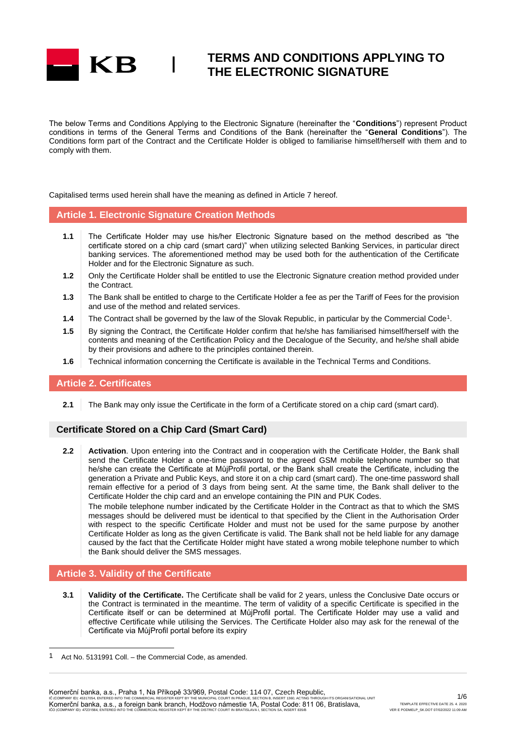# TERMS AND CONDITIONS APPLYING TO THE ELECTRONIC SIGNATURE

The below Terms and Conditions Applying to the Electronic Signature (hereinafter the "**Conditions**") represent Product conditions in terms of the General Terms and Conditions of the Bank (hereinafter the "**General Conditions**"). The Conditions form part of the Contract and the Certificate Holder is obliged to familiarise himself/herself with them and to comply with them.

Capitalised terms used herein shall have the meaning as defined in Article 7 hereof.

## Article 1. Electronic Signature Creation Methods

**1.1** The Certificate Holder may use his/her Electronic Signature based on the method described as "the certificate stored on a chip card (smart card)" when utilizing selected Banking Services, in particular direct banking services. The aforementioned method may be used both for the authentication of the Certificate Holder and for the Electronic Signature as such.

**1.2** Only the Certificate Holder shall be entitled to use the Electronic Signature creation method provided under the Contract.

**1.3** The Bank shall be entitled to charge to the Certificate Holder a fee as per the Tariff of Fees for the provision and use of the method and related services.

**1.4** The Contract shall be governed by the law of the Slovak Republic, in particular by the Commercial Code[1].

**1.5** By signing the Contract, the Certificate Holder confirm that he/she has familiarised himself/herself with the contents and meaning of the Certification Policy and the Decalogue of the Security, and he/she shall abide by their provisions and adhere to the principles contained therein.

**1.6** Technical information concerning the Certificate is available in the Technical Terms and Conditions.

## Article 2. Certificates

**2.1** The Bank may only issue the Certificate in the form of a Certificate stored on a chip card (smart card).

### Certificate Stored on a Chip Card (Smart Card)

**2.2** **Activation**. Upon entering into the Contract and in cooperation with the Certificate Holder, the Bank shall send the Certificate Holder a one-time password to the agreed GSM mobile telephone number so that he/she can create the Certificate at MůjProfil portal, or the Bank shall create the Certificate, including the generation a Private and Public Keys, and store it on a chip card (smart card). The one-time password shall remain effective for a period of 3 days from being sent. At the same time, the Bank shall deliver to the Certificate Holder the chip card and an envelope containing the PIN and PUK Codes.

The mobile telephone number indicated by the Certificate Holder in the Contract as that to which the SMS messages should be delivered must be identical to that specified by the Client in the Authorisation Order with respect to the specific Certificate Holder and must not be used for the same purpose by another Certificate Holder as long as the given Certificate is valid. The Bank shall not be held liable for any damage caused by the fact that the Certificate Holder might have stated a wrong mobile telephone number to which the Bank should deliver the SMS messages.

## Article 3. Validity of the Certificate

**3.1** **Validity of the Certificate.** The Certificate shall be valid for 2 years, unless the Conclusive Date occurs or the Contract is terminated in the meantime. The term of validity of a specific Certificate is specified in the Certificate itself or can be determined at MůjProfil portal. The Certificate Holder may use a valid and effective Certificate while utilising the Services. The Certificate Holder also may ask for the renewal of the Certificate via MůjProfil portal before its expiry

---

[1] Act No. 5131991 Coll. – the Commercial Code, as amended.

Komerční banka, a.s., Praha 1, Na Příkopě 33/969, Postal Code: 114 07, Czech Republic,
IČ (COMPANY ID): 45317054, ENTERED INTO THE COMMERCIAL REGISTER KEPT BY THE MUNICIPAL COURT IN PRAGUE, SECTION B, INSERT 1360, ACTING THROUGH ITS ORGANISATIONAL UNIT
Komerční banka, a.s., a foreign bank branch, Hodžovo námestie 1A, Postal Code: 811 06, Bratislava,
IČO (COMPANY ID): 47231564, ENTERED INTO THE COMMERCIAL REGISTER KEPT BY THE DISTRICT COURT IN BRATISLAVA I, SECTION SA, INSERT 835/B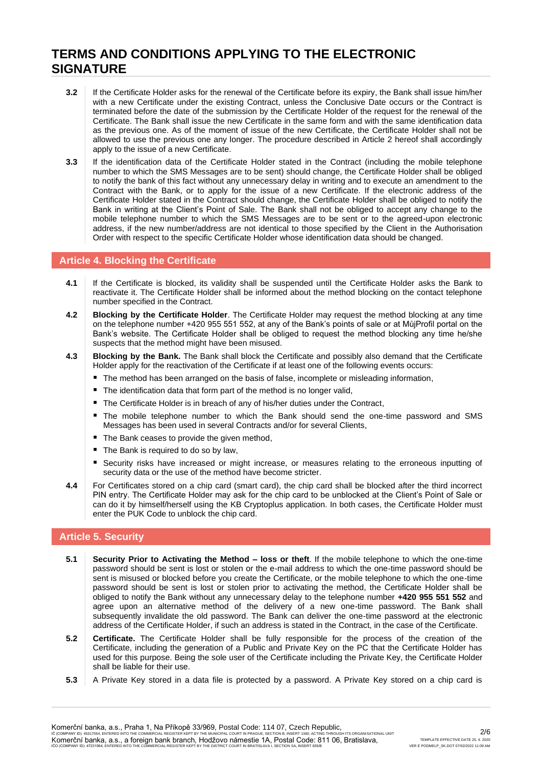# TERMS AND CONDITIONS APPLYING TO THE ELECTRONIC SIGNATURE

**3.2** If the Certificate Holder asks for the renewal of the Certificate before its expiry, the Bank shall issue him/her with a new Certificate under the existing Contract, unless the Conclusive Date occurs or the Contract is terminated before the date of the submission by the Certificate Holder of the request for the renewal of the Certificate. The Bank shall issue the new Certificate in the same form and with the same identification data as the previous one. As of the moment of issue of the new Certificate, the Certificate Holder shall not be allowed to use the previous one any longer. The procedure described in Article 2 hereof shall accordingly apply to the issue of a new Certificate.

**3.3** If the identification data of the Certificate Holder stated in the Contract (including the mobile telephone number to which the SMS Messages are to be sent) should change, the Certificate Holder shall be obliged to notify the bank of this fact without any unnecessary delay in writing and to execute an amendment to the Contract with the Bank, or to apply for the issue of a new Certificate. If the electronic address of the Certificate Holder stated in the Contract should change, the Certificate Holder shall be obliged to notify the Bank in writing at the Client's Point of Sale. The Bank shall not be obliged to accept any change to the mobile telephone number to which the SMS Messages are to be sent or to the agreed-upon electronic address, if the new number/address are not identical to those specified by the Client in the Authorisation Order with respect to the specific Certificate Holder whose identification data should be changed.

## Article 4. Blocking the Certificate

**4.1** If the Certificate is blocked, its validity shall be suspended until the Certificate Holder asks the Bank to reactivate it. The Certificate Holder shall be informed about the method blocking on the contact telephone number specified in the Contract.

**4.2** **Blocking by the Certificate Holder**. The Certificate Holder may request the method blocking at any time on the telephone number +420 955 551 552, at any of the Bank's points of sale or at MůjProfil portal on the Bank's website. The Certificate Holder shall be obliged to request the method blocking any time he/she suspects that the method might have been misused.

**4.3** **Blocking by the Bank.** The Bank shall block the Certificate and possibly also demand that the Certificate Holder apply for the reactivation of the Certificate if at least one of the following events occurs:

- The method has been arranged on the basis of false, incomplete or misleading information,
- The identification data that form part of the method is no longer valid,
- The Certificate Holder is in breach of any of his/her duties under the Contract,
- The mobile telephone number to which the Bank should send the one-time password and SMS Messages has been used in several Contracts and/or for several Clients,
- The Bank ceases to provide the given method,
- The Bank is required to do so by law,
- Security risks have increased or might increase, or measures relating to the erroneous inputting of security data or the use of the method have become stricter.

**4.4** For Certificates stored on a chip card (smart card), the chip card shall be blocked after the third incorrect PIN entry. The Certificate Holder may ask for the chip card to be unblocked at the Client's Point of Sale or can do it by himself/herself using the KB Cryptoplus application. In both cases, the Certificate Holder must enter the PUK Code to unblock the chip card.

## Article 5. Security

**5.1** **Security Prior to Activating the Method – loss or theft**. If the mobile telephone to which the one-time password should be sent is lost or stolen or the e-mail address to which the one-time password should be sent is misused or blocked before you create the Certificate, or the mobile telephone to which the one-time password should be sent is lost or stolen prior to activating the method, the Certificate Holder shall be obliged to notify the Bank without any unnecessary delay to the telephone number **+420 955 551 552** and agree upon an alternative method of the delivery of a new one-time password. The Bank shall subsequently invalidate the old password. The Bank can deliver the one-time password at the electronic address of the Certificate Holder, if such an address is stated in the Contract, in the case of the Certificate.

**5.2** **Certificate.** The Certificate Holder shall be fully responsible for the process of the creation of the Certificate, including the generation of a Public and Private Key on the PC that the Certificate Holder has used for this purpose. Being the sole user of the Certificate including the Private Key, the Certificate Holder shall be liable for their use.

**5.3** A Private Key stored in a data file is protected by a password. A Private Key stored on a chip card is

Komerční banka, a.s., Praha 1, Na Příkopě 33/969, Postal Code: 114 07, Czech Republic,
IČ (COMPANY ID): 45317054, ENTERED INTO THE COMMERCIAL REGISTER KEPT BY THE MUNICIPAL COURT IN PRAGUE, SECTION B, INSERT 1360, ACTING THROUGH ITS ORGANISATIONAL UNIT
Komerční banka, a.s., a foreign bank branch, Hodžovo námestie 1A, Postal Code: 811 06, Bratislava,
IČO (COMPANY ID): 47231564, ENTERED INTO THE COMMERCIAL REGISTER KEPT BY THE DISTRICT COURT IN BRATISLAVA I, SECTION SA, INSERT 835/B

TEMPLATE EFFECTIVE DATE 25. 4. 2020
VER E PODMELP_SK.DOT 07/02/2022 11:09 AM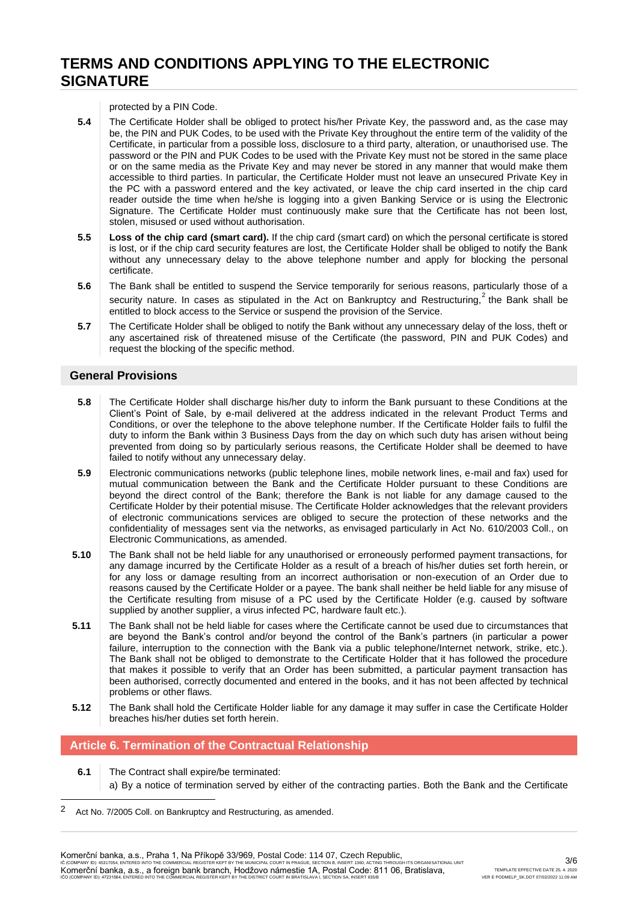protected by a PIN Code.

**5.4** The Certificate Holder shall be obliged to protect his/her Private Key, the password and, as the case may be, the PIN and PUK Codes, to be used with the Private Key throughout the entire term of the validity of the Certificate, in particular from a possible loss, disclosure to a third party, alteration, or unauthorised use. The password or the PIN and PUK Codes to be used with the Private Key must not be stored in the same place or on the same media as the Private Key and may never be stored in any manner that would make them accessible to third parties. In particular, the Certificate Holder must not leave an unsecured Private Key in the PC with a password entered and the key activated, or leave the chip card inserted in the chip card reader outside the time when he/she is logging into a given Banking Service or is using the Electronic Signature. The Certificate Holder must continuously make sure that the Certificate has not been lost, stolen, misused or used without authorisation.

**5.5** **Loss of the chip card (smart card).** If the chip card (smart card) on which the personal certificate is stored is lost, or if the chip card security features are lost, the Certificate Holder shall be obliged to notify the Bank without any unnecessary delay to the above telephone number and apply for blocking the personal certificate.

**5.6** The Bank shall be entitled to suspend the Service temporarily for serious reasons, particularly those of a security nature. In cases as stipulated in the Act on Bankruptcy and Restructuring,[2] the Bank shall be entitled to block access to the Service or suspend the provision of the Service.

**5.7** The Certificate Holder shall be obliged to notify the Bank without any unnecessary delay of the loss, theft or any ascertained risk of threatened misuse of the Certificate (the password, PIN and PUK Codes) and request the blocking of the specific method.

## General Provisions

**5.8** The Certificate Holder shall discharge his/her duty to inform the Bank pursuant to these Conditions at the Client's Point of Sale, by e-mail delivered at the address indicated in the relevant Product Terms and Conditions, or over the telephone to the above telephone number. If the Certificate Holder fails to fulfil the duty to inform the Bank within 3 Business Days from the day on which such duty has arisen without being prevented from doing so by particularly serious reasons, the Certificate Holder shall be deemed to have failed to notify without any unnecessary delay.

**5.9** Electronic communications networks (public telephone lines, mobile network lines, e-mail and fax) used for mutual communication between the Bank and the Certificate Holder pursuant to these Conditions are beyond the direct control of the Bank; therefore the Bank is not liable for any damage caused to the Certificate Holder by their potential misuse. The Certificate Holder acknowledges that the relevant providers of electronic communications services are obliged to secure the protection of these networks and the confidentiality of messages sent via the networks, as envisaged particularly in Act No. 610/2003 Coll., on Electronic Communications, as amended.

**5.10** The Bank shall not be held liable for any unauthorised or erroneously performed payment transactions, for any damage incurred by the Certificate Holder as a result of a breach of his/her duties set forth herein, or for any loss or damage resulting from an incorrect authorisation or non-execution of an Order due to reasons caused by the Certificate Holder or a payee. The bank shall neither be held liable for any misuse of the Certificate resulting from misuse of a PC used by the Certificate Holder (e.g. caused by software supplied by another supplier, a virus infected PC, hardware fault etc.).

**5.11** The Bank shall not be held liable for cases where the Certificate cannot be used due to circumstances that are beyond the Bank's control and/or beyond the control of the Bank's partners (in particular a power failure, interruption to the connection with the Bank via a public telephone/Internet network, strike, etc.). The Bank shall not be obliged to demonstrate to the Certificate Holder that it has followed the procedure that makes it possible to verify that an Order has been submitted, a particular payment transaction has been authorised, correctly documented and entered in the books, and it has not been affected by technical problems or other flaws.

**5.12** The Bank shall hold the Certificate Holder liable for any damage it may suffer in case the Certificate Holder breaches his/her duties set forth herein.

## Article 6. Termination of the Contractual Relationship

**6.1** The Contract shall expire/be terminated:

a) By a notice of termination served by either of the contracting parties. Both the Bank and the Certificate

---

[2] Act No. 7/2005 Coll. on Bankruptcy and Restructuring, as amended.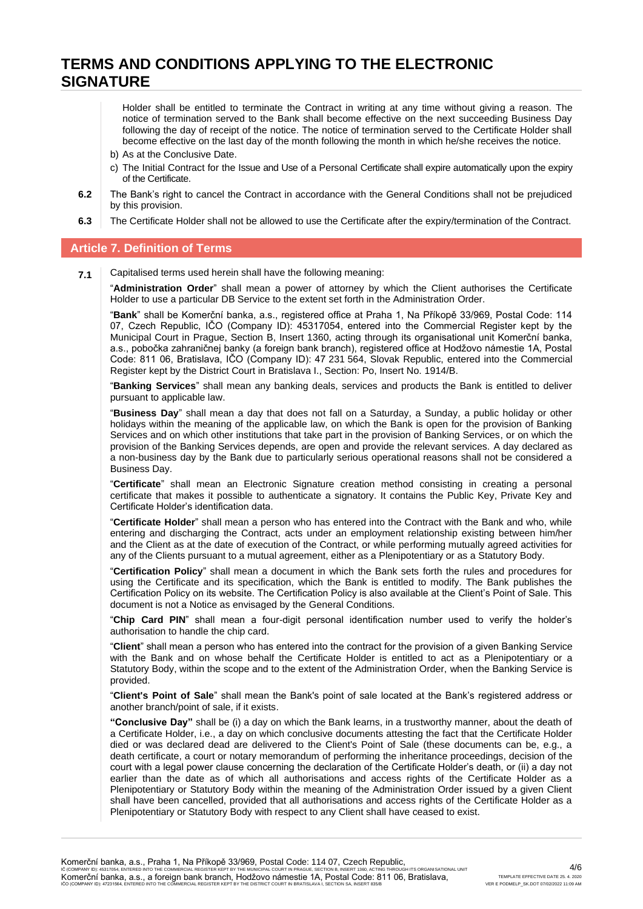Holder shall be entitled to terminate the Contract in writing at any time without giving a reason. The notice of termination served to the Bank shall become effective on the next succeeding Business Day following the day of receipt of the notice. The notice of termination served to the Certificate Holder shall become effective on the last day of the month following the month in which he/she receives the notice.

b) As at the Conclusive Date.

c) The Initial Contract for the Issue and Use of a Personal Certificate shall expire automatically upon the expiry of the Certificate.

**6.2** The Bank's right to cancel the Contract in accordance with the General Conditions shall not be prejudiced by this provision.

**6.3** The Certificate Holder shall not be allowed to use the Certificate after the expiry/termination of the Contract.

## Article 7. Definition of Terms

**7.1** Capitalised terms used herein shall have the following meaning:

"**Administration Order**" shall mean a power of attorney by which the Client authorises the Certificate Holder to use a particular DB Service to the extent set forth in the Administration Order.

"**Bank**" shall be Komerční banka, a.s., registered office at Praha 1, Na Příkopě 33/969, Postal Code: 114 07, Czech Republic, IČO (Company ID): 45317054, entered into the Commercial Register kept by the Municipal Court in Prague, Section B, Insert 1360, acting through its organisational unit Komerční banka, a.s., pobočka zahraničnej banky (a foreign bank branch), registered office at Hodžovo námestie 1A, Postal Code: 811 06, Bratislava, IČO (Company ID): 47 231 564, Slovak Republic, entered into the Commercial Register kept by the District Court in Bratislava I., Section: Po, Insert No. 1914/B.

"**Banking Services**" shall mean any banking deals, services and products the Bank is entitled to deliver pursuant to applicable law.

"**Business Day**" shall mean a day that does not fall on a Saturday, a Sunday, a public holiday or other holidays within the meaning of the applicable law, on which the Bank is open for the provision of Banking Services and on which other institutions that take part in the provision of Banking Services, or on which the provision of the Banking Services depends, are open and provide the relevant services. A day declared as a non-business day by the Bank due to particularly serious operational reasons shall not be considered a Business Day.

"**Certificate**" shall mean an Electronic Signature creation method consisting in creating a personal certificate that makes it possible to authenticate a signatory. It contains the Public Key, Private Key and Certificate Holder's identification data.

"**Certificate Holder**" shall mean a person who has entered into the Contract with the Bank and who, while entering and discharging the Contract, acts under an employment relationship existing between him/her and the Client as at the date of execution of the Contract, or while performing mutually agreed activities for any of the Clients pursuant to a mutual agreement, either as a Plenipotentiary or as a Statutory Body.

"**Certification Policy**" shall mean a document in which the Bank sets forth the rules and procedures for using the Certificate and its specification, which the Bank is entitled to modify. The Bank publishes the Certification Policy on its website. The Certification Policy is also available at the Client's Point of Sale. This document is not a Notice as envisaged by the General Conditions.

"**Chip Card PIN**" shall mean a four-digit personal identification number used to verify the holder's authorisation to handle the chip card.

"**Client**" shall mean a person who has entered into the contract for the provision of a given Banking Service with the Bank and on whose behalf the Certificate Holder is entitled to act as a Plenipotentiary or a Statutory Body, within the scope and to the extent of the Administration Order, when the Banking Service is provided.

"**Client's Point of Sale**" shall mean the Bank's point of sale located at the Bank's registered address or another branch/point of sale, if it exists.

**"Conclusive Day"** shall be (i) a day on which the Bank learns, in a trustworthy manner, about the death of a Certificate Holder, i.e., a day on which conclusive documents attesting the fact that the Certificate Holder died or was declared dead are delivered to the Client's Point of Sale (these documents can be, e.g., a death certificate, a court or notary memorandum of performing the inheritance proceedings, decision of the court with a legal power clause concerning the declaration of the Certificate Holder's death, or (ii) a day not earlier than the date as of which all authorisations and access rights of the Certificate Holder as a Plenipotentiary or Statutory Body within the meaning of the Administration Order issued by a given Client shall have been cancelled, provided that all authorisations and access rights of the Certificate Holder as a Plenipotentiary or Statutory Body with respect to any Client shall have ceased to exist.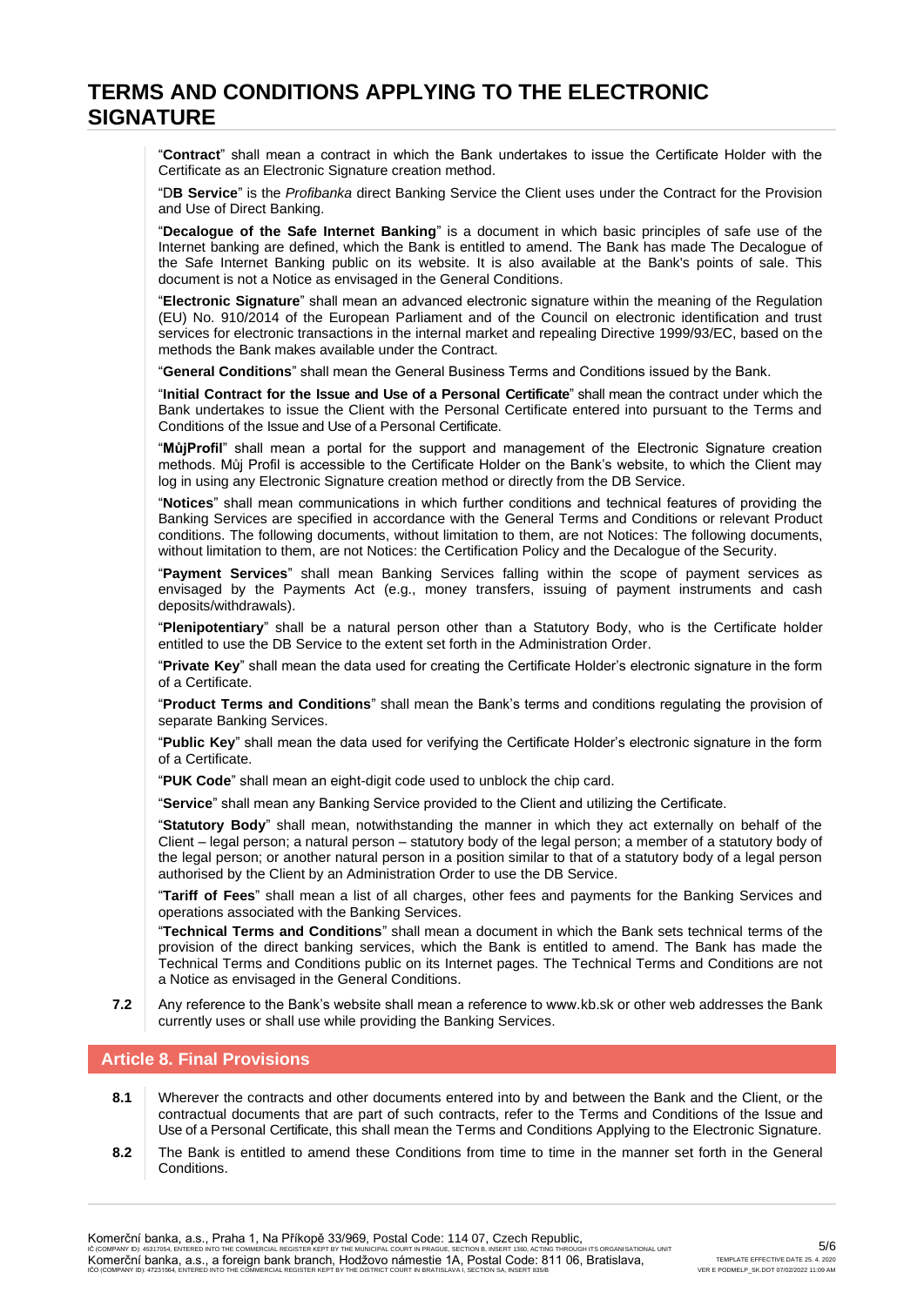"**Contract**" shall mean a contract in which the Bank undertakes to issue the Certificate Holder with the Certificate as an Electronic Signature creation method.

"D**B Service**" is the *Profibanka* direct Banking Service the Client uses under the Contract for the Provision and Use of Direct Banking.

"**Decalogue of the Safe Internet Banking**" is a document in which basic principles of safe use of the Internet banking are defined, which the Bank is entitled to amend. The Bank has made The Decalogue of the Safe Internet Banking public on its website. It is also available at the Bank's points of sale. This document is not a Notice as envisaged in the General Conditions.

"**Electronic Signature**" shall mean an advanced electronic signature within the meaning of the Regulation (EU) No. 910/2014 of the European Parliament and of the Council on electronic identification and trust services for electronic transactions in the internal market and repealing Directive 1999/93/EC, based on the methods the Bank makes available under the Contract.

"**General Conditions**" shall mean the General Business Terms and Conditions issued by the Bank.

"**Initial Contract for the Issue and Use of a Personal Certificate**" shall mean the contract under which the Bank undertakes to issue the Client with the Personal Certificate entered into pursuant to the Terms and Conditions of the Issue and Use of a Personal Certificate.

"**MůjProfil**" shall mean a portal for the support and management of the Electronic Signature creation methods. Můj Profil is accessible to the Certificate Holder on the Bank's website, to which the Client may log in using any Electronic Signature creation method or directly from the DB Service.

"**Notices**" shall mean communications in which further conditions and technical features of providing the Banking Services are specified in accordance with the General Terms and Conditions or relevant Product conditions. The following documents, without limitation to them, are not Notices: The following documents, without limitation to them, are not Notices: the Certification Policy and the Decalogue of the Security.

"**Payment Services**" shall mean Banking Services falling within the scope of payment services as envisaged by the Payments Act (e.g., money transfers, issuing of payment instruments and cash deposits/withdrawals).

"**Plenipotentiary**" shall be a natural person other than a Statutory Body, who is the Certificate holder entitled to use the DB Service to the extent set forth in the Administration Order.

"**Private Key**" shall mean the data used for creating the Certificate Holder's electronic signature in the form of a Certificate.

"**Product Terms and Conditions**" shall mean the Bank's terms and conditions regulating the provision of separate Banking Services.

"**Public Key**" shall mean the data used for verifying the Certificate Holder's electronic signature in the form of a Certificate.

"**PUK Code**" shall mean an eight-digit code used to unblock the chip card.

"**Service**" shall mean any Banking Service provided to the Client and utilizing the Certificate.

"**Statutory Body**" shall mean, notwithstanding the manner in which they act externally on behalf of the Client – legal person; a natural person – statutory body of the legal person; a member of a statutory body of the legal person; or another natural person in a position similar to that of a statutory body of a legal person authorised by the Client by an Administration Order to use the DB Service.

"**Tariff of Fees**" shall mean a list of all charges, other fees and payments for the Banking Services and operations associated with the Banking Services.

"**Technical Terms and Conditions**" shall mean a document in which the Bank sets technical terms of the provision of the direct banking services, which the Bank is entitled to amend. The Bank has made the Technical Terms and Conditions public on its Internet pages. The Technical Terms and Conditions are not a Notice as envisaged in the General Conditions.

**7.2** Any reference to the Bank's website shall mean a reference to www.kb.sk or other web addresses the Bank currently uses or shall use while providing the Banking Services.

## Article 8. Final Provisions

**8.1** Wherever the contracts and other documents entered into by and between the Bank and the Client, or the contractual documents that are part of such contracts, refer to the Terms and Conditions of the Issue and Use of a Personal Certificate, this shall mean the Terms and Conditions Applying to the Electronic Signature.

**8.2** The Bank is entitled to amend these Conditions from time to time in the manner set forth in the General Conditions.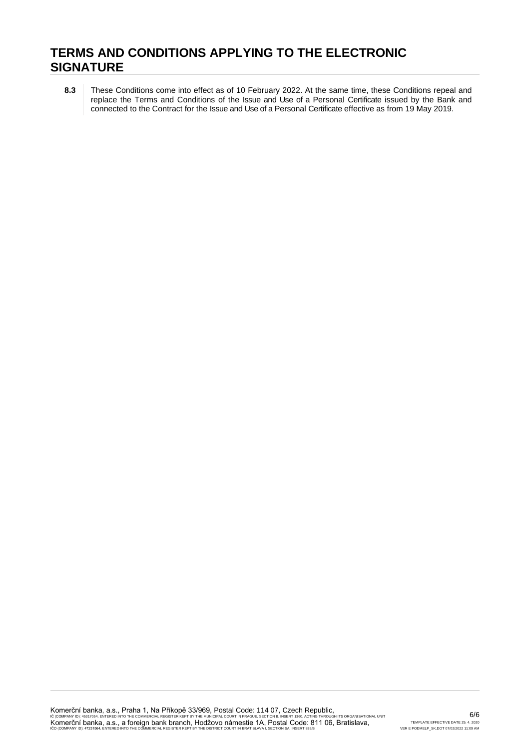# TERMS AND CONDITIONS APPLYING TO THE ELECTRONIC SIGNATURE

**8.3** These Conditions come into effect as of 10 February 2022. At the same time, these Conditions repeal and replace the Terms and Conditions of the Issue and Use of a Personal Certificate issued by the Bank and connected to the Contract for the Issue and Use of a Personal Certificate effective as from 19 May 2019.